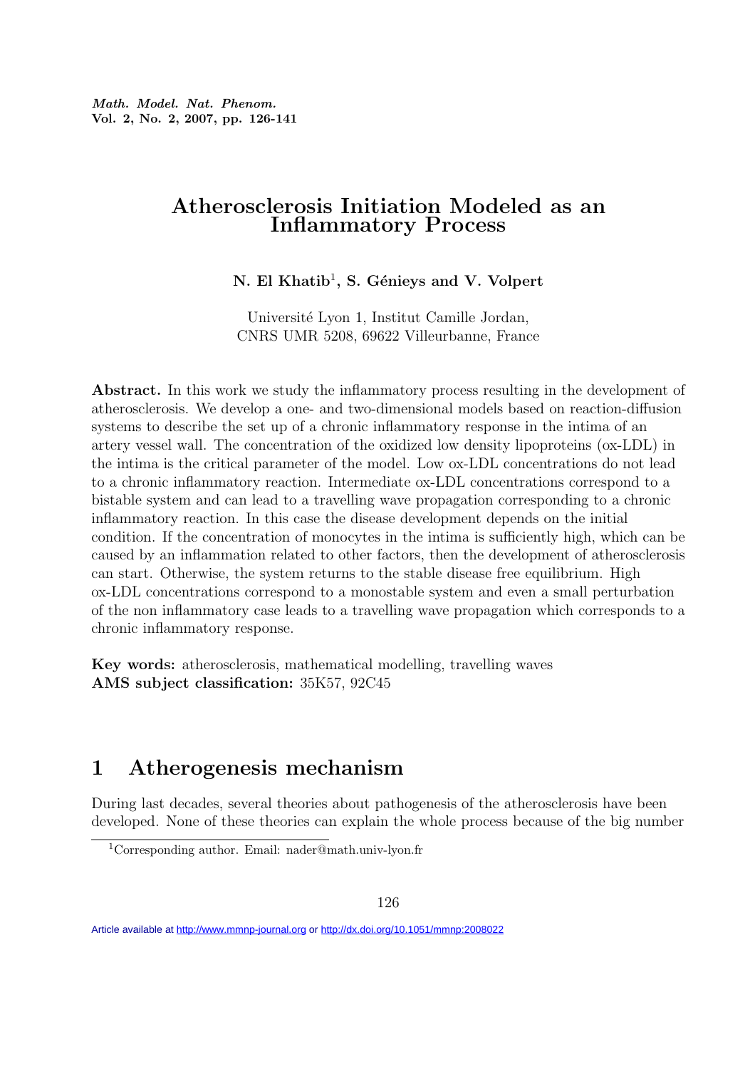# Atherosclerosis Initiation Modeled as an Inflammatory Process

**N. El Khatib[1], S. Génieys and V. Volpert**

Université Lyon 1, Institut Camille Jordan,
CNRS UMR 5208, 69622 Villeurbanne, France

**Abstract.** In this work we study the inflammatory process resulting in the development of atherosclerosis. We develop a one- and two-dimensional models based on reaction-diffusion systems to describe the set up of a chronic inflammatory response in the intima of an artery vessel wall. The concentration of the oxidized low density lipoproteins (ox-LDL) in the intima is the critical parameter of the model. Low ox-LDL concentrations do not lead to a chronic inflammatory reaction. Intermediate ox-LDL concentrations correspond to a bistable system and can lead to a travelling wave propagation corresponding to a chronic inflammatory reaction. In this case the disease development depends on the initial condition. If the concentration of monocytes in the intima is sufficiently high, which can be caused by an inflammation related to other factors, then the development of atherosclerosis can start. Otherwise, the system returns to the stable disease free equilibrium. High ox-LDL concentrations correspond to a monostable system and even a small perturbation of the non inflammatory case leads to a travelling wave propagation which corresponds to a chronic inflammatory response.

**Key words:** atherosclerosis, mathematical modelling, travelling waves
**AMS subject classification:** 35K57, 92C45

## 1 Atherogenesis mechanism

During last decades, several theories about pathogenesis of the atherosclerosis have been developed. None of these theories can explain the whole process because of the big number

[1] Corresponding author. Email: nader@math.univ-lyon.fr

Article available at http://www.mmnp-journal.org or http://dx.doi.org/10.1051/mmnp:2008022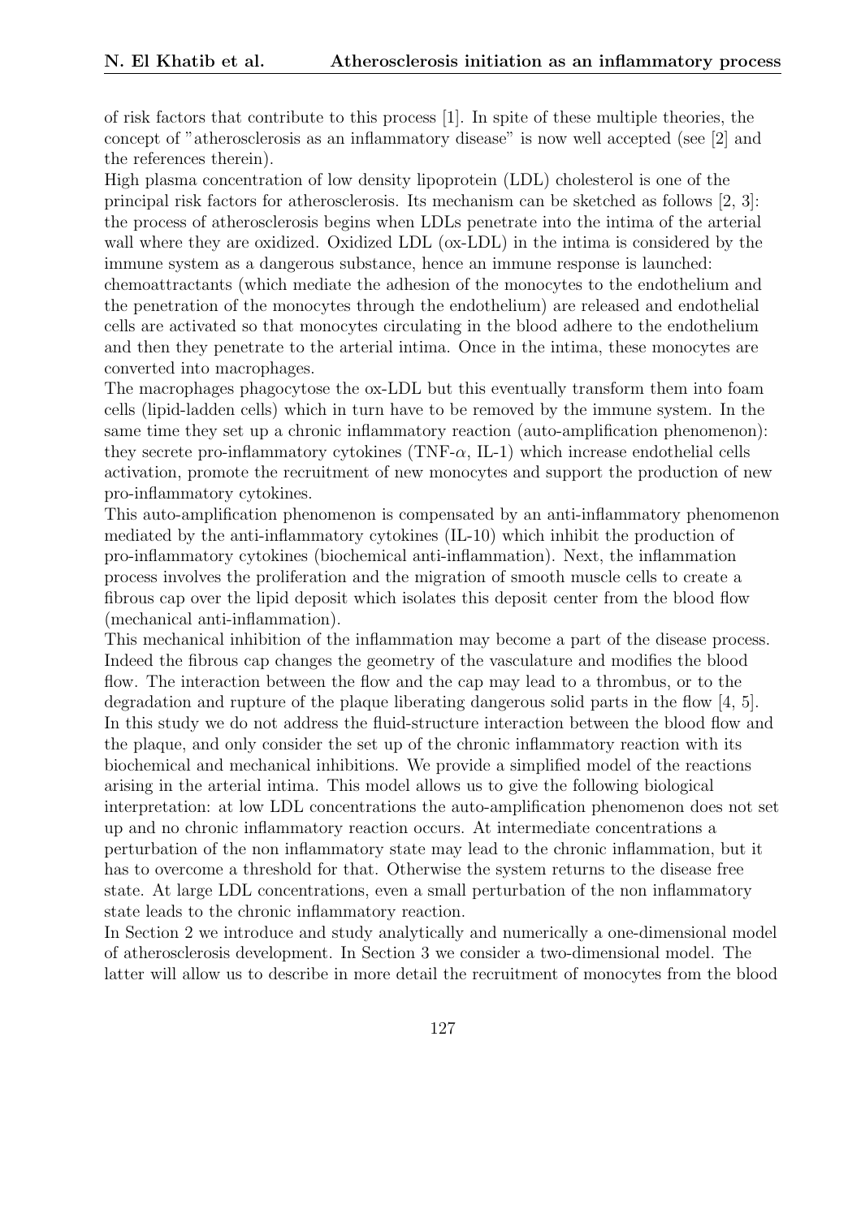of risk factors that contribute to this process [1]. In spite of these multiple theories, the concept of "atherosclerosis as an inflammatory disease" is now well accepted (see [2] and the references therein).

High plasma concentration of low density lipoprotein (LDL) cholesterol is one of the principal risk factors for atherosclerosis. Its mechanism can be sketched as follows [2, 3]: the process of atherosclerosis begins when LDLs penetrate into the intima of the arterial wall where they are oxidized. Oxidized LDL (ox-LDL) in the intima is considered by the immune system as a dangerous substance, hence an immune response is launched: chemoattractants (which mediate the adhesion of the monocytes to the endothelium and the penetration of the monocytes through the endothelium) are released and endothelial cells are activated so that monocytes circulating in the blood adhere to the endothelium and then they penetrate to the arterial intima. Once in the intima, these monocytes are converted into macrophages.

The macrophages phagocytose the ox-LDL but this eventually transform them into foam cells (lipid-ladden cells) which in turn have to be removed by the immune system. In the same time they set up a chronic inflammatory reaction (auto-amplification phenomenon): they secrete pro-inflammatory cytokines (TNF-$\alpha$, IL-1) which increase endothelial cells activation, promote the recruitment of new monocytes and support the production of new pro-inflammatory cytokines.

This auto-amplification phenomenon is compensated by an anti-inflammatory phenomenon mediated by the anti-inflammatory cytokines (IL-10) which inhibit the production of pro-inflammatory cytokines (biochemical anti-inflammation). Next, the inflammation process involves the proliferation and the migration of smooth muscle cells to create a fibrous cap over the lipid deposit which isolates this deposit center from the blood flow (mechanical anti-inflammation).

This mechanical inhibition of the inflammation may become a part of the disease process. Indeed the fibrous cap changes the geometry of the vasculature and modifies the blood flow. The interaction between the flow and the cap may lead to a thrombus, or to the degradation and rupture of the plaque liberating dangerous solid parts in the flow [4, 5]. In this study we do not address the fluid-structure interaction between the blood flow and the plaque, and only consider the set up of the chronic inflammatory reaction with its biochemical and mechanical inhibitions. We provide a simplified model of the reactions arising in the arterial intima. This model allows us to give the following biological interpretation: at low LDL concentrations the auto-amplification phenomenon does not set up and no chronic inflammatory reaction occurs. At intermediate concentrations a perturbation of the non inflammatory state may lead to the chronic inflammation, but it has to overcome a threshold for that. Otherwise the system returns to the disease free state. At large LDL concentrations, even a small perturbation of the non inflammatory state leads to the chronic inflammatory reaction.

In Section 2 we introduce and study analytically and numerically a one-dimensional model of atherosclerosis development. In Section 3 we consider a two-dimensional model. The latter will allow us to describe in more detail the recruitment of monocytes from the blood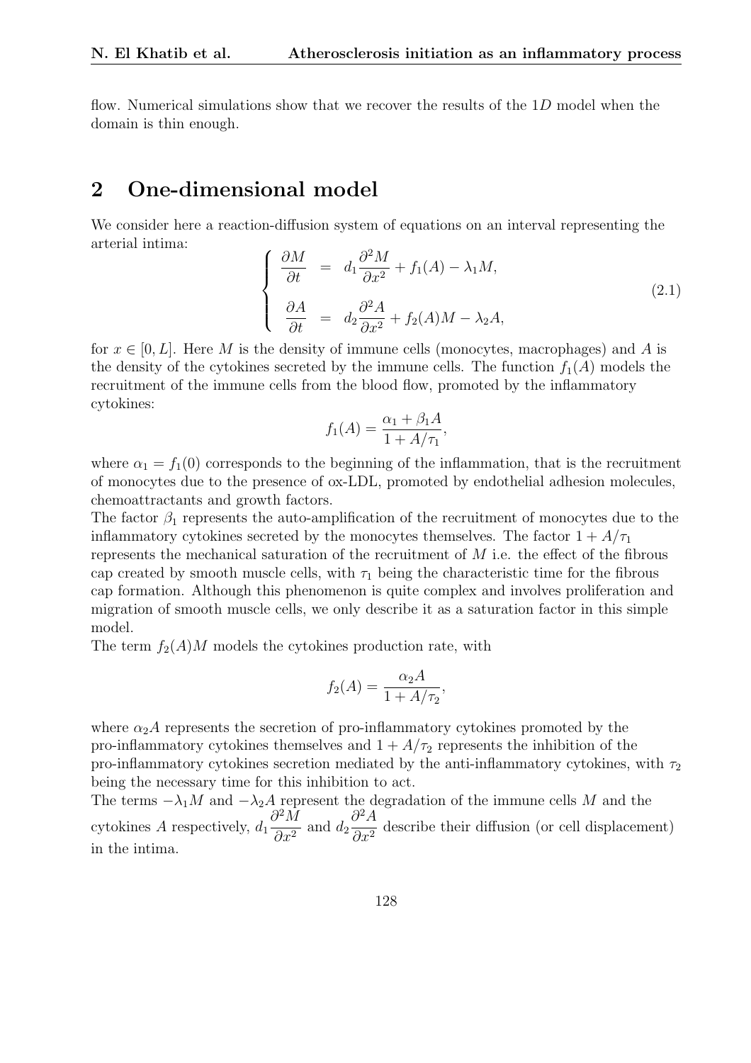flow. Numerical simulations show that we recover the results of the $1D$ model when the domain is thin enough.

## 2 One-dimensional model

We consider here a reaction-diffusion system of equations on an interval representing the arterial intima:

$$
\left\{
\begin{array}{rcl}
\dfrac{\partial M}{\partial t} & = & d_1 \dfrac{\partial^2 M}{\partial x^2} + f_1(A) - \lambda_1 M, \\[2ex]
\dfrac{\partial A}{\partial t} & = & d_2 \dfrac{\partial^2 A}{\partial x^2} + f_2(A) M - \lambda_2 A,
\end{array}
\right.
\tag{2.1}
$$

for $x \in [0, L]$. Here $M$ is the density of immune cells (monocytes, macrophages) and $A$ is the density of the cytokines secreted by the immune cells. The function $f_1(A)$ models the recruitment of the immune cells from the blood flow, promoted by the inflammatory cytokines:

$$
f_1(A) = \frac{\alpha_1 + \beta_1 A}{1 + A/\tau_1},
$$

where $\alpha_1 = f_1(0)$ corresponds to the beginning of the inflammation, that is the recruitment of monocytes due to the presence of ox-LDL, promoted by endothelial adhesion molecules, chemoattractants and growth factors.

The factor $\beta_1$ represents the auto-amplification of the recruitment of monocytes due to the inflammatory cytokines secreted by the monocytes themselves. The factor $1 + A/\tau_1$ represents the mechanical saturation of the recruitment of $M$ i.e. the effect of the fibrous cap created by smooth muscle cells, with $\tau_1$ being the characteristic time for the fibrous cap formation. Although this phenomenon is quite complex and involves proliferation and migration of smooth muscle cells, we only describe it as a saturation factor in this simple model.

The term $f_2(A)M$ models the cytokines production rate, with

$$
f_2(A) = \frac{\alpha_2 A}{1 + A/\tau_2},
$$

where $\alpha_2 A$ represents the secretion of pro-inflammatory cytokines promoted by the pro-inflammatory cytokines themselves and $1 + A/\tau_2$ represents the inhibition of the pro-inflammatory cytokines secretion mediated by the anti-inflammatory cytokines, with $\tau_2$ being the necessary time for this inhibition to act.

The terms $-\lambda_1 M$ and $-\lambda_2 A$ represent the degradation of the immune cells $M$ and the cytokines $A$ respectively, $d_1 \dfrac{\partial^2 M}{\partial x^2}$ and $d_2 \dfrac{\partial^2 A}{\partial x^2}$ describe their diffusion (or cell displacement) in the intima.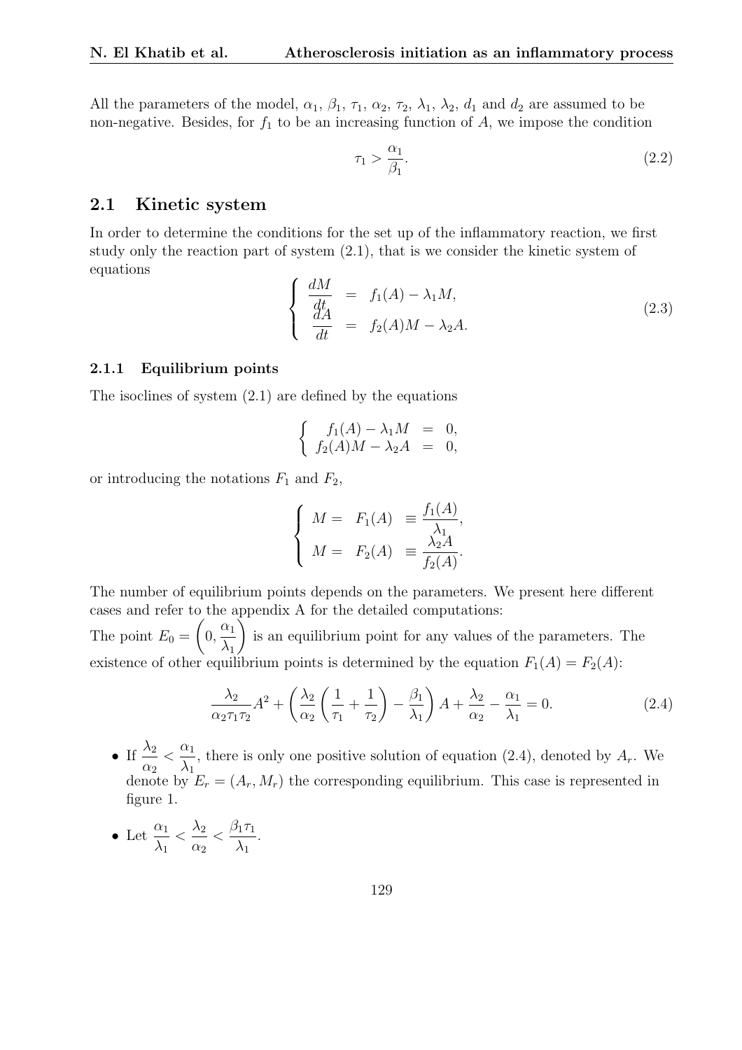All the parameters of the model, $\alpha_1$, $\beta_1$, $\tau_1$, $\alpha_2$, $\tau_2$, $\lambda_1$, $\lambda_2$, $d_1$ and $d_2$ are assumed to be non-negative. Besides, for $f_1$ to be an increasing function of $A$, we impose the condition

$$\tau_1 > \frac{\alpha_1}{\beta_1}. \tag{2.2}$$

## 2.1 Kinetic system

In order to determine the conditions for the set up of the inflammatory reaction, we first study only the reaction part of system (2.1), that is we consider the kinetic system of equations

$$\left\{ \begin{array}{rcl} \dfrac{dM}{dt} & = & f_1(A) - \lambda_1 M, \\ \dfrac{dA}{dt} & = & f_2(A) M - \lambda_2 A. \end{array} \right. \tag{2.3}$$

### 2.1.1 Equilibrium points

The isoclines of system (2.1) are defined by the equations

$$\left\{ \begin{array}{rcl} f_1(A) - \lambda_1 M & = & 0, \\ f_2(A) M - \lambda_2 A & = & 0, \end{array} \right.$$

or introducing the notations $F_1$ and $F_2$,

$$\left\{ \begin{array}{rcl} M = & F_1(A) & \equiv \dfrac{f_1(A)}{\lambda_1}, \\ M = & F_2(A) & \equiv \dfrac{\lambda_2 A}{f_2(A)}. \end{array} \right.$$

The number of equilibrium points depends on the parameters. We present here different cases and refer to the appendix A for the detailed computations:
The point $E_0 = \left(0, \dfrac{\alpha_1}{\lambda_1}\right)$ is an equilibrium point for any values of the parameters. The existence of other equilibrium points is determined by the equation $F_1(A) = F_2(A)$:

$$\frac{\lambda_2}{\alpha_2 \tau_1 \tau_2} A^2 + \left( \frac{\lambda_2}{\alpha_2} \left( \frac{1}{\tau_1} + \frac{1}{\tau_2} \right) - \frac{\beta_1}{\lambda_1} \right) A + \frac{\lambda_2}{\alpha_2} - \frac{\alpha_1}{\lambda_1} = 0. \tag{2.4}$$

- If $\dfrac{\lambda_2}{\alpha_2} < \dfrac{\alpha_1}{\lambda_1}$, there is only one positive solution of equation (2.4), denoted by $A_r$. We denote by $E_r = (A_r, M_r)$ the corresponding equilibrium. This case is represented in figure 1.
- Let $\dfrac{\alpha_1}{\lambda_1} < \dfrac{\lambda_2}{\alpha_2} < \dfrac{\beta_1 \tau_1}{\lambda_1}$.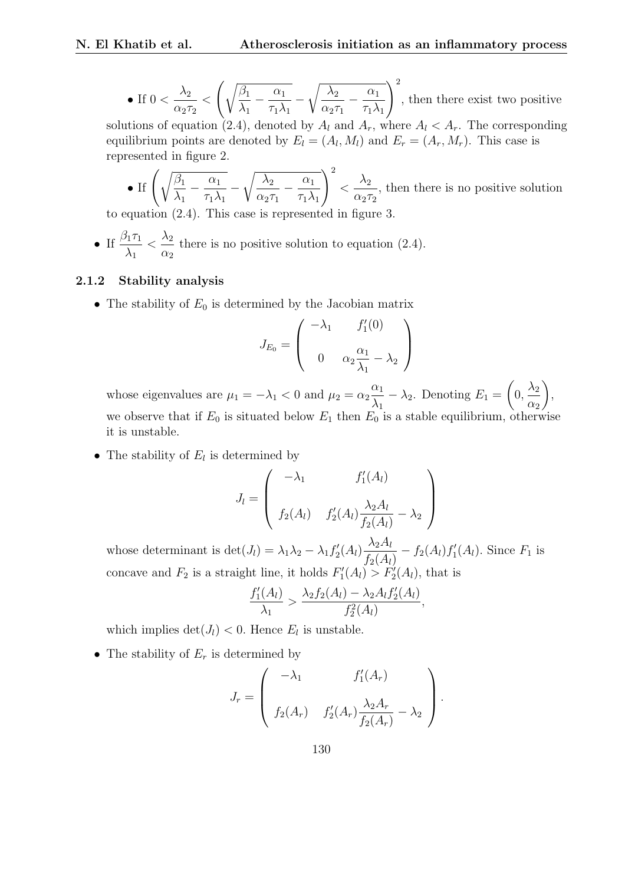- If $0 < \dfrac{\lambda_2}{\alpha_2 \tau_2} < \left( \sqrt{\dfrac{\beta_1}{\lambda_1} - \dfrac{\alpha_1}{\tau_1 \lambda_1}} - \sqrt{\dfrac{\lambda_2}{\alpha_2 \tau_1} - \dfrac{\alpha_1}{\tau_1 \lambda_1}} \right)^2$, then there exist two positive solutions of equation (2.4), denoted by $A_l$ and $A_r$, where $A_l < A_r$. The corresponding equilibrium points are denoted by $E_l = (A_l, M_l)$ and $E_r = (A_r, M_r)$. This case is represented in figure 2.

- If $\left( \sqrt{\dfrac{\beta_1}{\lambda_1} - \dfrac{\alpha_1}{\tau_1 \lambda_1}} - \sqrt{\dfrac{\lambda_2}{\alpha_2 \tau_1} - \dfrac{\alpha_1}{\tau_1 \lambda_1}} \right)^2 < \dfrac{\lambda_2}{\alpha_2 \tau_2}$, then there is no positive solution to equation (2.4). This case is represented in figure 3.

- If $\dfrac{\beta_1 \tau_1}{\lambda_1} < \dfrac{\lambda_2}{\alpha_2}$ there is no positive solution to equation (2.4).

### 2.1.2 Stability analysis

- The stability of $E_0$ is determined by the Jacobian matrix

$$J_{E_0} = \begin{pmatrix} -\lambda_1 & f_1'(0) \\ 0 & \alpha_2 \dfrac{\alpha_1}{\lambda_1} - \lambda_2 \end{pmatrix}$$

whose eigenvalues are $\mu_1 = -\lambda_1 < 0$ and $\mu_2 = \alpha_2 \dfrac{\alpha_1}{\lambda_1} - \lambda_2$. Denoting $E_1 = \left(0, \dfrac{\lambda_2}{\alpha_2}\right)$, we observe that if $E_0$ is situated below $E_1$ then $E_0$ is a stable equilibrium, otherwise it is unstable.

- The stability of $E_l$ is determined by

$$J_l = \begin{pmatrix} -\lambda_1 & f_1'(A_l) \\ f_2(A_l) & f_2'(A_l) \dfrac{\lambda_2 A_l}{f_2(A_l)} - \lambda_2 \end{pmatrix}$$

whose determinant is $\det(J_l) = \lambda_1 \lambda_2 - \lambda_1 f_2'(A_l) \dfrac{\lambda_2 A_l}{f_2(A_l)} - f_2(A_l) f_1'(A_l)$. Since $F_1$ is concave and $F_2$ is a straight line, it holds $F_1'(A_l) > F_2'(A_l)$, that is

$$\frac{f_1'(A_l)}{\lambda_1} > \frac{\lambda_2 f_2(A_l) - \lambda_2 A_l f_2'(A_l)}{f_2^2(A_l)},$$

which implies $\det(J_l) < 0$. Hence $E_l$ is unstable.

- The stability of $E_r$ is determined by

$$J_r = \begin{pmatrix} -\lambda_1 & f_1'(A_r) \\ f_2(A_r) & f_2'(A_r) \dfrac{\lambda_2 A_r}{f_2(A_r)} - \lambda_2 \end{pmatrix}.$$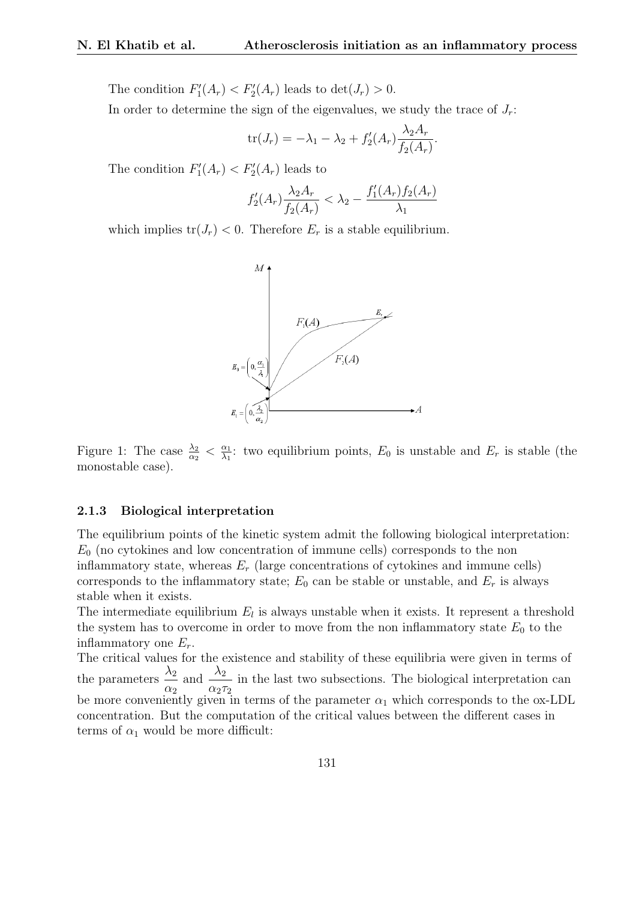The condition $F_1'(A_r) < F_2'(A_r)$ leads to $\det(J_r) > 0$.

In order to determine the sign of the eigenvalues, we study the trace of $J_r$:

$$\mathrm{tr}(J_r) = -\lambda_1 - \lambda_2 + f_2'(A_r)\frac{\lambda_2 A_r}{f_2(A_r)}.$$

The condition $F_1'(A_r) < F_2'(A_r)$ leads to

$$f_2'(A_r)\frac{\lambda_2 A_r}{f_2(A_r)} < \lambda_2 - \frac{f_1'(A_r) f_2(A_r)}{\lambda_1}$$

which implies $\mathrm{tr}(J_r) < 0$. Therefore $E_r$ is a stable equilibrium.

Figure 1: The case $\frac{\lambda_2}{\alpha_2} < \frac{\alpha_1}{\lambda_1}$: two equilibrium points, $E_0$ is unstable and $E_r$ is stable (the monostable case).

### 2.1.3 Biological interpretation

The equilibrium points of the kinetic system admit the following biological interpretation: $E_0$ (no cytokines and low concentration of immune cells) corresponds to the non inflammatory state, whereas $E_r$ (large concentrations of cytokines and immune cells) corresponds to the inflammatory state; $E_0$ can be stable or unstable, and $E_r$ is always stable when it exists.

The intermediate equilibrium $E_l$ is always unstable when it exists. It represent a threshold the system has to overcome in order to move from the non inflammatory state $E_0$ to the inflammatory one $E_r$.

The critical values for the existence and stability of these equilibria were given in terms of the parameters $\dfrac{\lambda_2}{\alpha_2}$ and $\dfrac{\lambda_2}{\alpha_2 \tau_2}$ in the last two subsections. The biological interpretation can be more conveniently given in terms of the parameter $\alpha_1$ which corresponds to the ox-LDL concentration. But the computation of the critical values between the different cases in terms of $\alpha_1$ would be more difficult: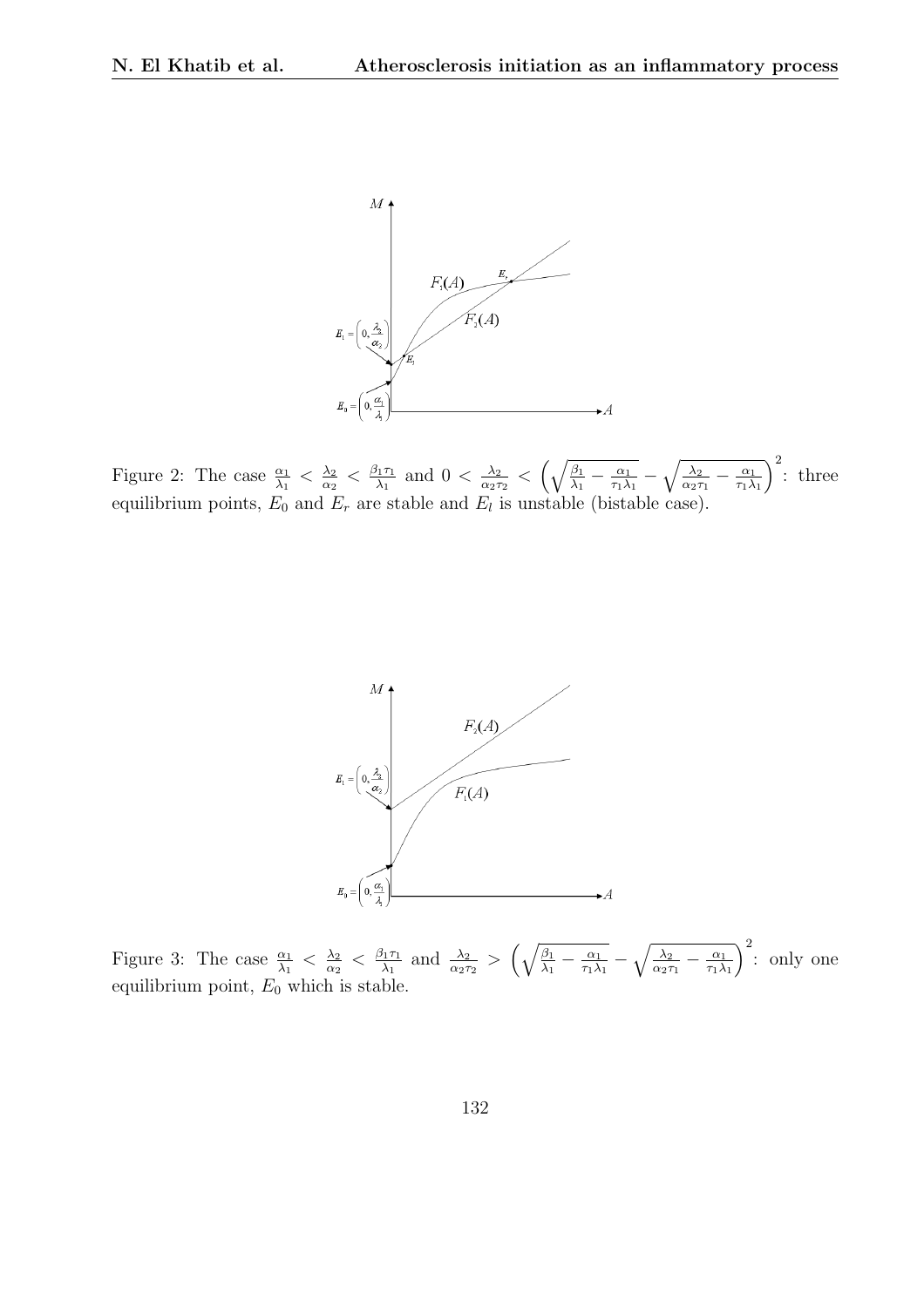Figure 2: The case $\frac{\alpha_1}{\lambda_1} < \frac{\lambda_2}{\alpha_2} < \frac{\beta_1 \tau_1}{\lambda_1}$ and $0 < \frac{\lambda_2}{\alpha_2 \tau_2} < \left( \sqrt{\frac{\beta_1}{\lambda_1} - \frac{\alpha_1}{\tau_1 \lambda_1}} - \sqrt{\frac{\lambda_2}{\alpha_2 \tau_1} - \frac{\alpha_1}{\tau_1 \lambda_1}} \right)^2$: three equilibrium points, $E_0$ and $E_r$ are stable and $E_l$ is unstable (bistable case).

Figure 3: The case $\frac{\alpha_1}{\lambda_1} < \frac{\lambda_2}{\alpha_2} < \frac{\beta_1 \tau_1}{\lambda_1}$ and $\frac{\lambda_2}{\alpha_2 \tau_2} > \left( \sqrt{\frac{\beta_1}{\lambda_1} - \frac{\alpha_1}{\tau_1 \lambda_1}} - \sqrt{\frac{\lambda_2}{\alpha_2 \tau_1} - \frac{\alpha_1}{\tau_1 \lambda_1}} \right)^2$: only one equilibrium point, $E_0$ which is stable.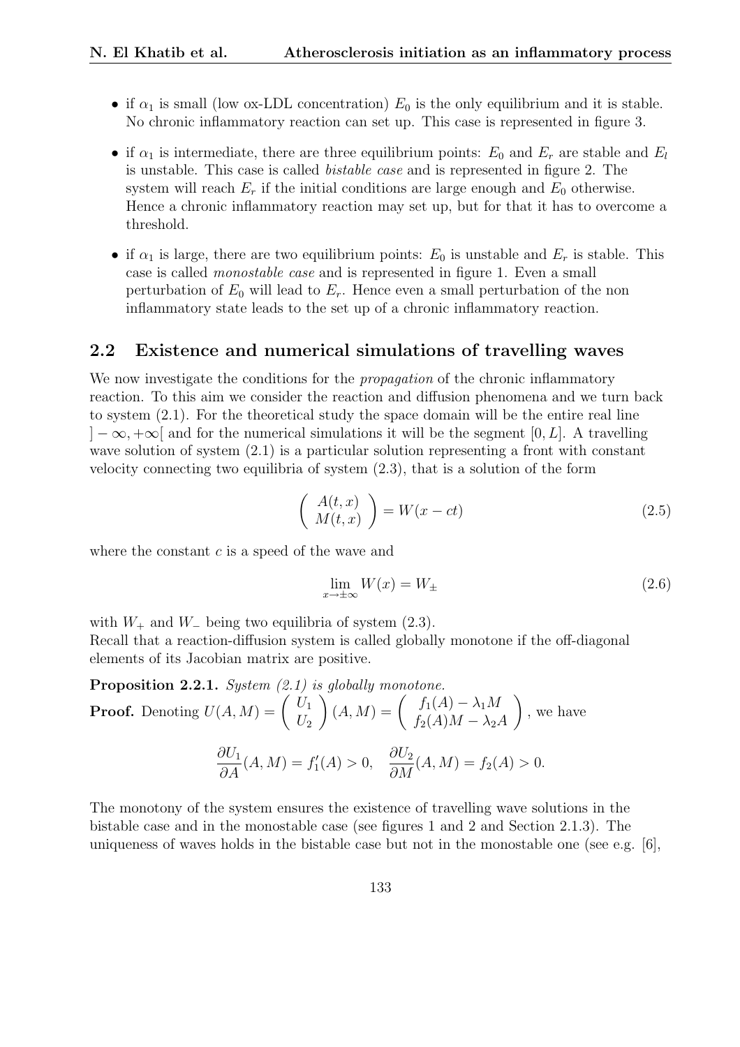- if $\alpha_1$ is small (low ox-LDL concentration) $E_0$ is the only equilibrium and it is stable. No chronic inflammatory reaction can set up. This case is represented in figure 3.
- if $\alpha_1$ is intermediate, there are three equilibrium points: $E_0$ and $E_r$ are stable and $E_l$ is unstable. This case is called *bistable case* and is represented in figure 2. The system will reach $E_r$ if the initial conditions are large enough and $E_0$ otherwise. Hence a chronic inflammatory reaction may set up, but for that it has to overcome a threshold.
- if $\alpha_1$ is large, there are two equilibrium points: $E_0$ is unstable and $E_r$ is stable. This case is called *monostable case* and is represented in figure 1. Even a small perturbation of $E_0$ will lead to $E_r$. Hence even a small perturbation of the non inflammatory state leads to the set up of a chronic inflammatory reaction.

## 2.2 Existence and numerical simulations of travelling waves

We now investigate the conditions for the *propagation* of the chronic inflammatory reaction. To this aim we consider the reaction and diffusion phenomena and we turn back to system (2.1). For the theoretical study the space domain will be the entire real line $]-\infty,+\infty[$ and for the numerical simulations it will be the segment $[0, L]$. A travelling wave solution of system (2.1) is a particular solution representing a front with constant velocity connecting two equilibria of system (2.3), that is a solution of the form

$$\begin{pmatrix} A(t,x) \\ M(t,x) \end{pmatrix} = W(x-ct) \tag{2.5}$$

where the constant $c$ is a speed of the wave and

$$\lim_{x\to\pm\infty} W(x) = W_{\pm} \tag{2.6}$$

with $W_+$ and $W_-$ being two equilibria of system (2.3).
Recall that a reaction-diffusion system is called globally monotone if the off-diagonal elements of its Jacobian matrix are positive.

**Proposition 2.2.1.** *System (2.1) is globally monotone.*

**Proof.** Denoting $U(A,M) = \begin{pmatrix} U_1 \\ U_2 \end{pmatrix}(A,M) = \begin{pmatrix} f_1(A) - \lambda_1 M \\ f_2(A)M - \lambda_2 A \end{pmatrix}$, we have

$$\frac{\partial U_1}{\partial A}(A,M) = f_1'(A) > 0, \quad \frac{\partial U_2}{\partial M}(A,M) = f_2(A) > 0.$$

The monotony of the system ensures the existence of travelling wave solutions in the bistable case and in the monostable case (see figures 1 and 2 and Section 2.1.3). The uniqueness of waves holds in the bistable case but not in the monostable one (see e.g. [6],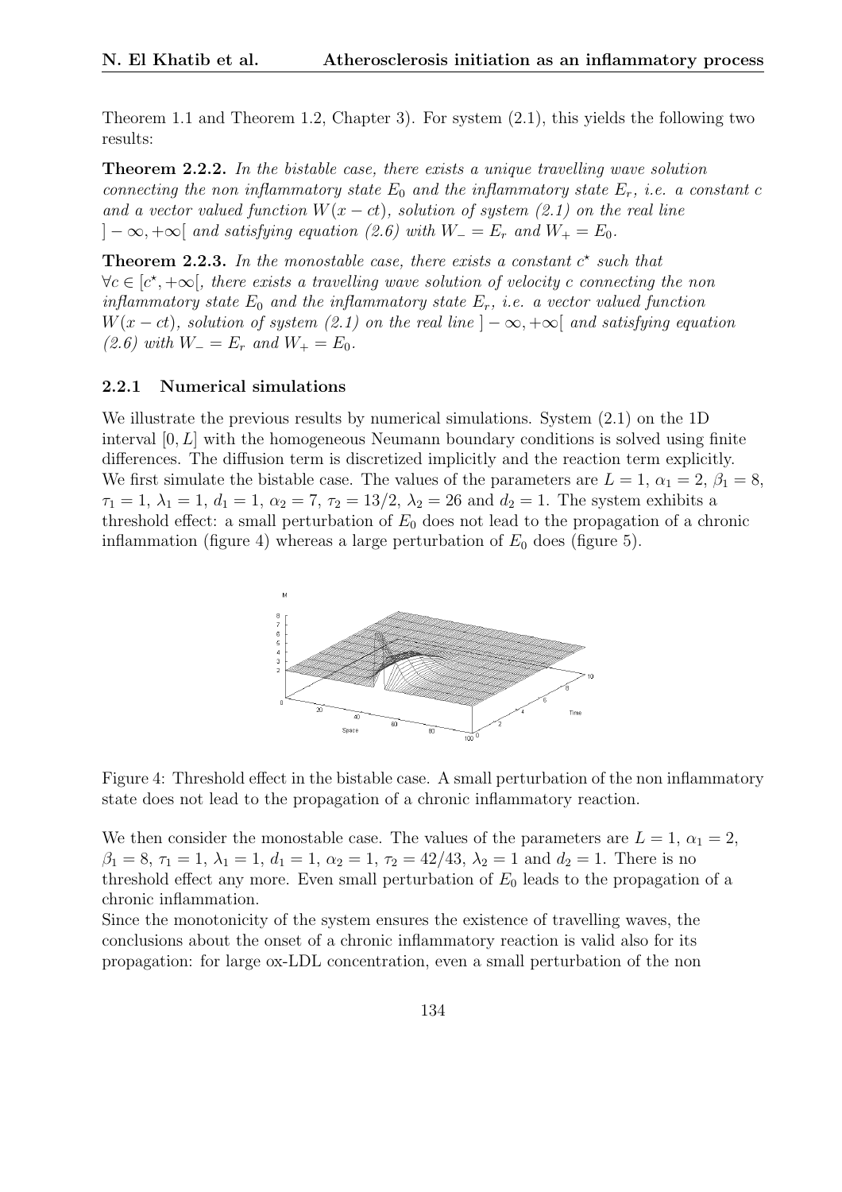Theorem 1.1 and Theorem 1.2, Chapter 3). For system (2.1), this yields the following two results:

**Theorem 2.2.2.** *In the bistable case, there exists a unique travelling wave solution connecting the non inflammatory state $E_0$ and the inflammatory state $E_r$, i.e. a constant $c$ and a vector valued function $W(x-ct)$, solution of system (2.1) on the real line $]-\infty,+\infty[$ and satisfying equation (2.6) with $W_- = E_r$ and $W_+ = E_0$.*

**Theorem 2.2.3.** *In the monostable case, there exists a constant $c^\star$ such that $\forall c \in [c^\star, +\infty[$, there exists a travelling wave solution of velocity $c$ connecting the non inflammatory state $E_0$ and the inflammatory state $E_r$, i.e. a vector valued function $W(x-ct)$, solution of system (2.1) on the real line $]-\infty,+\infty[$ and satisfying equation (2.6) with $W_- = E_r$ and $W_+ = E_0$.*

### 2.2.1 Numerical simulations

We illustrate the previous results by numerical simulations. System (2.1) on the 1D interval $[0, L]$ with the homogeneous Neumann boundary conditions is solved using finite differences. The diffusion term is discretized implicitly and the reaction term explicitly. We first simulate the bistable case. The values of the parameters are $L = 1$, $\alpha_1 = 2$, $\beta_1 = 8$, $\tau_1 = 1$, $\lambda_1 = 1$, $d_1 = 1$, $\alpha_2 = 7$, $\tau_2 = 13/2$, $\lambda_2 = 26$ and $d_2 = 1$. The system exhibits a threshold effect: a small perturbation of $E_0$ does not lead to the propagation of a chronic inflammation (figure 4) whereas a large perturbation of $E_0$ does (figure 5).

Figure 4: Threshold effect in the bistable case. A small perturbation of the non inflammatory state does not lead to the propagation of a chronic inflammatory reaction.

We then consider the monostable case. The values of the parameters are $L = 1$, $\alpha_1 = 2$, $\beta_1 = 8$, $\tau_1 = 1$, $\lambda_1 = 1$, $d_1 = 1$, $\alpha_2 = 1$, $\tau_2 = 42/43$, $\lambda_2 = 1$ and $d_2 = 1$. There is no threshold effect any more. Even small perturbation of $E_0$ leads to the propagation of a chronic inflammation.

Since the monotonicity of the system ensures the existence of travelling waves, the conclusions about the onset of a chronic inflammatory reaction is valid also for its propagation: for large ox-LDL concentration, even a small perturbation of the non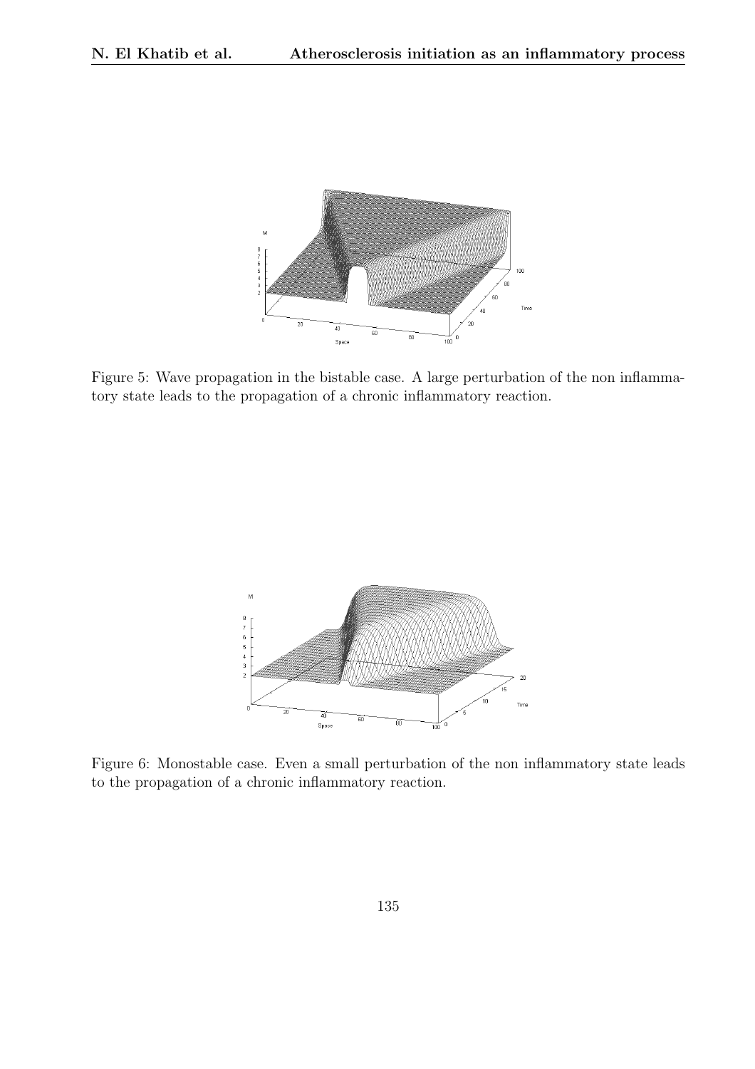Figure 5: Wave propagation in the bistable case. A large perturbation of the non inflammatory state leads to the propagation of a chronic inflammatory reaction.

Figure 6: Monostable case. Even a small perturbation of the non inflammatory state leads to the propagation of a chronic inflammatory reaction.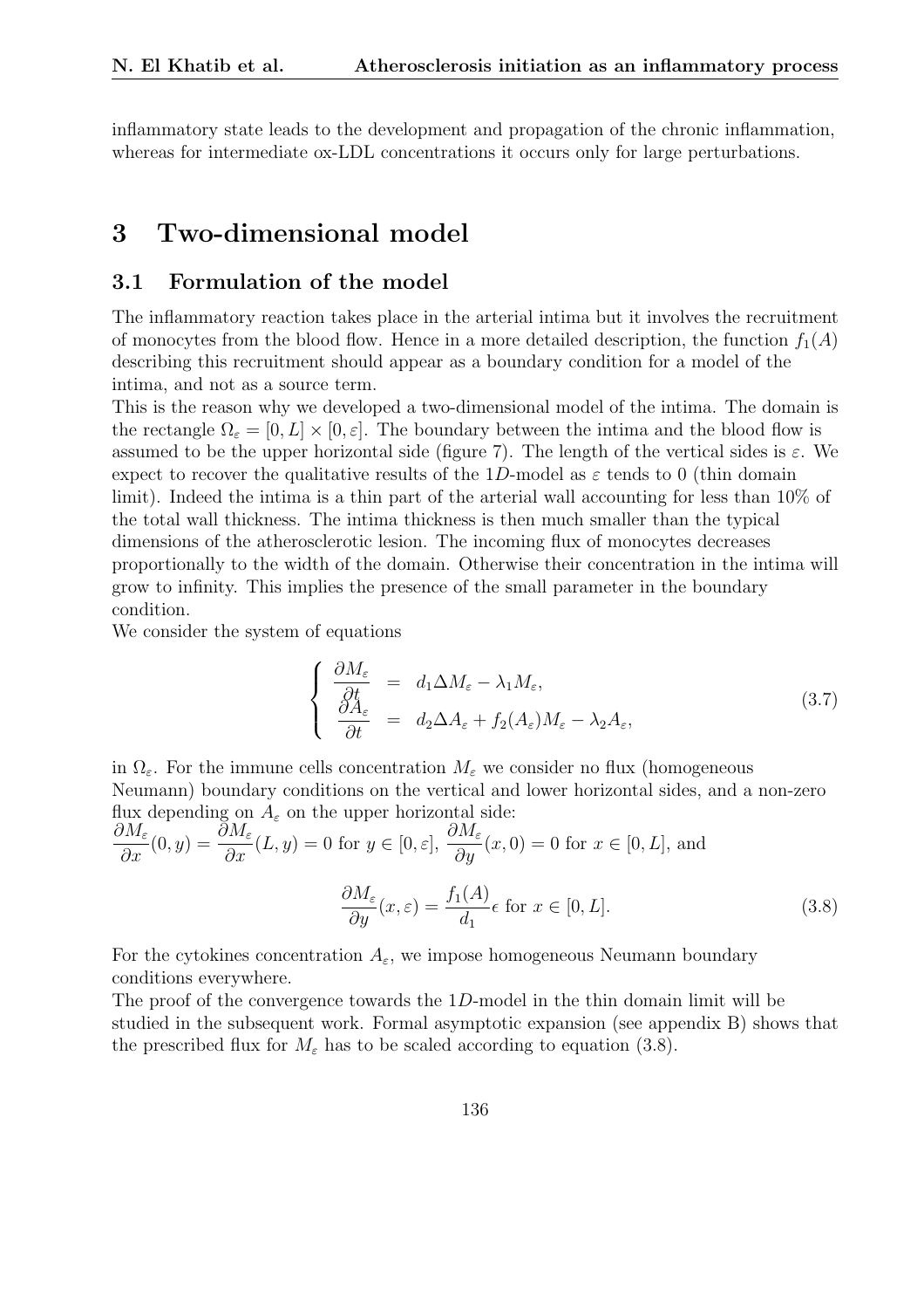inflammatory state leads to the development and propagation of the chronic inflammation, whereas for intermediate ox-LDL concentrations it occurs only for large perturbations.

# 3 Two-dimensional model

## 3.1 Formulation of the model

The inflammatory reaction takes place in the arterial intima but it involves the recruitment of monocytes from the blood flow. Hence in a more detailed description, the function $f_1(A)$ describing this recruitment should appear as a boundary condition for a model of the intima, and not as a source term.

This is the reason why we developed a two-dimensional model of the intima. The domain is the rectangle $\Omega_\varepsilon = [0, L] \times [0, \varepsilon]$. The boundary between the intima and the blood flow is assumed to be the upper horizontal side (figure 7). The length of the vertical sides is $\varepsilon$. We expect to recover the qualitative results of the 1$D$-model as $\varepsilon$ tends to 0 (thin domain limit). Indeed the intima is a thin part of the arterial wall accounting for less than 10% of the total wall thickness. The intima thickness is then much smaller than the typical dimensions of the atherosclerotic lesion. The incoming flux of monocytes decreases proportionally to the width of the domain. Otherwise their concentration in the intima will grow to infinity. This implies the presence of the small parameter in the boundary condition.

We consider the system of equations

$$
\left\{
\begin{array}{rcl}
\dfrac{\partial M_\varepsilon}{\partial t} & = & d_1 \Delta M_\varepsilon - \lambda_1 M_\varepsilon, \\
\dfrac{\partial A_\varepsilon}{\partial t} & = & d_2 \Delta A_\varepsilon + f_2(A_\varepsilon) M_\varepsilon - \lambda_2 A_\varepsilon,
\end{array}
\right.
\tag{3.7}
$$

in $\Omega_\varepsilon$. For the immune cells concentration $M_\varepsilon$ we consider no flux (homogeneous Neumann) boundary conditions on the vertical and lower horizontal sides, and a non-zero flux depending on $A_\varepsilon$ on the upper horizontal side:
$\dfrac{\partial M_\varepsilon}{\partial x}(0, y) = \dfrac{\partial M_\varepsilon}{\partial x}(L, y) = 0$ for $y \in [0, \varepsilon]$, $\dfrac{\partial M_\varepsilon}{\partial y}(x, 0) = 0$ for $x \in [0, L]$, and

$$
\frac{\partial M_\varepsilon}{\partial y}(x, \varepsilon) = \frac{f_1(A)}{d_1} \epsilon \text{ for } x \in [0, L]. \tag{3.8}
$$

For the cytokines concentration $A_\varepsilon$, we impose homogeneous Neumann boundary conditions everywhere.

The proof of the convergence towards the 1$D$-model in the thin domain limit will be studied in the subsequent work. Formal asymptotic expansion (see appendix B) shows that the prescribed flux for $M_\varepsilon$ has to be scaled according to equation (3.8).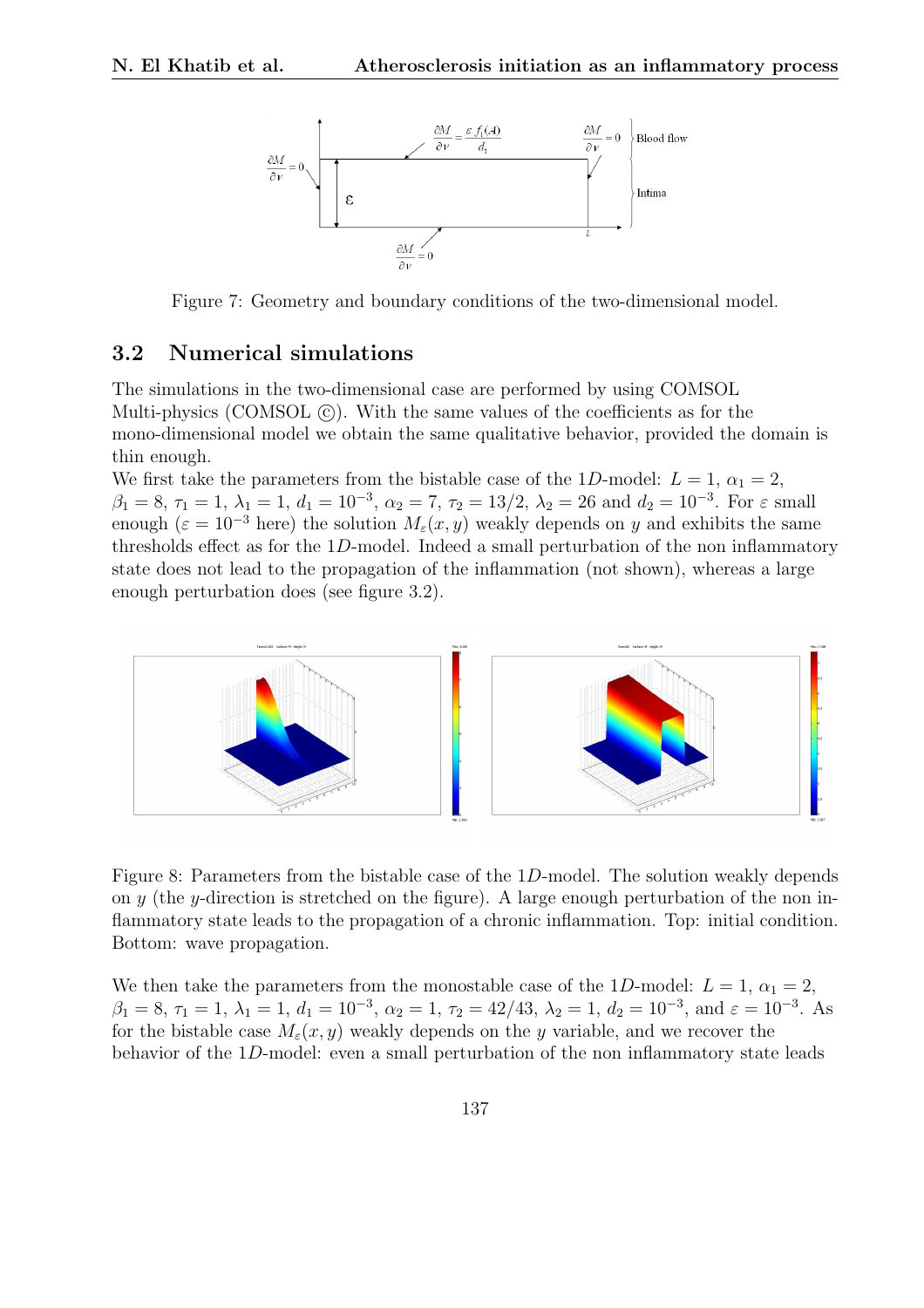Figure 7: Geometry and boundary conditions of the two-dimensional model.

## 3.2 Numerical simulations

The simulations in the two-dimensional case are performed by using COMSOL Multi-physics (COMSOL ©). With the same values of the coefficients as for the mono-dimensional model we obtain the same qualitative behavior, provided the domain is thin enough.

We first take the parameters from the bistable case of the $1D$-model: $L = 1$, $\alpha_1 = 2$, $\beta_1 = 8$, $\tau_1 = 1$, $\lambda_1 = 1$, $d_1 = 10^{-3}$, $\alpha_2 = 7$, $\tau_2 = 13/2$, $\lambda_2 = 26$ and $d_2 = 10^{-3}$. For $\varepsilon$ small enough ($\varepsilon = 10^{-3}$ here) the solution $M_\varepsilon(x, y)$ weakly depends on $y$ and exhibits the same thresholds effect as for the $1D$-model. Indeed a small perturbation of the non inflammatory state does not lead to the propagation of the inflammation (not shown), whereas a large enough perturbation does (see figure 3.2).

Figure 8: Parameters from the bistable case of the $1D$-model. The solution weakly depends on $y$ (the $y$-direction is stretched on the figure). A large enough perturbation of the non inflammatory state leads to the propagation of a chronic inflammation. Top: initial condition. Bottom: wave propagation.

We then take the parameters from the monostable case of the $1D$-model: $L = 1$, $\alpha_1 = 2$, $\beta_1 = 8$, $\tau_1 = 1$, $\lambda_1 = 1$, $d_1 = 10^{-3}$, $\alpha_2 = 1$, $\tau_2 = 42/43$, $\lambda_2 = 1$, $d_2 = 10^{-3}$, and $\varepsilon = 10^{-3}$. As for the bistable case $M_\varepsilon(x, y)$ weakly depends on the $y$ variable, and we recover the behavior of the $1D$-model: even a small perturbation of the non inflammatory state leads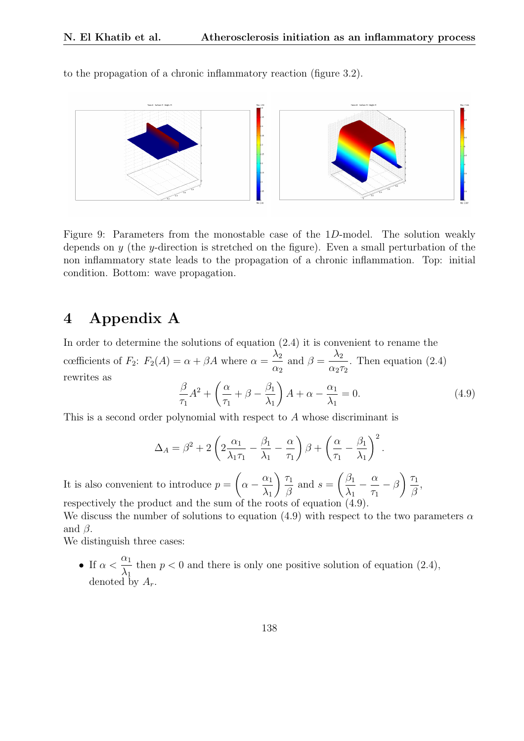to the propagation of a chronic inflammatory reaction (figure 3.2).

Figure 9: Parameters from the monostable case of the $1D$-model. The solution weakly depends on $y$ (the $y$-direction is stretched on the figure). Even a small perturbation of the non inflammatory state leads to the propagation of a chronic inflammation. Top: initial condition. Bottom: wave propagation.

# 4 Appendix A

In order to determine the solutions of equation (2.4) it is convenient to rename the cœfficients of $F_2$: $F_2(A) = \alpha + \beta A$ where $\alpha = \dfrac{\lambda_2}{\alpha_2}$ and $\beta = \dfrac{\lambda_2}{\alpha_2 \tau_2}$. Then equation (2.4) rewrites as

$$\frac{\beta}{\tau_1} A^2 + \left( \frac{\alpha}{\tau_1} + \beta - \frac{\beta_1}{\lambda_1} \right) A + \alpha - \frac{\alpha_1}{\lambda_1} = 0. \tag{4.9}$$

This is a second order polynomial with respect to $A$ whose discriminant is

$$\Delta_A = \beta^2 + 2 \left( 2 \frac{\alpha_1}{\lambda_1 \tau_1} - \frac{\beta_1}{\lambda_1} - \frac{\alpha}{\tau_1} \right) \beta + \left( \frac{\alpha}{\tau_1} - \frac{\beta_1}{\lambda_1} \right)^2.$$

It is also convenient to introduce $p = \left( \alpha - \dfrac{\alpha_1}{\lambda_1} \right) \dfrac{\tau_1}{\beta}$ and $s = \left( \dfrac{\beta_1}{\lambda_1} - \dfrac{\alpha}{\tau_1} - \beta \right) \dfrac{\tau_1}{\beta}$, respectively the product and the sum of the roots of equation (4.9).

We discuss the number of solutions to equation (4.9) with respect to the two parameters $\alpha$ and $\beta$.

We distinguish three cases:

- If $\alpha < \dfrac{\alpha_1}{\lambda_1}$ then $p < 0$ and there is only one positive solution of equation (2.4), denoted by $A_r$.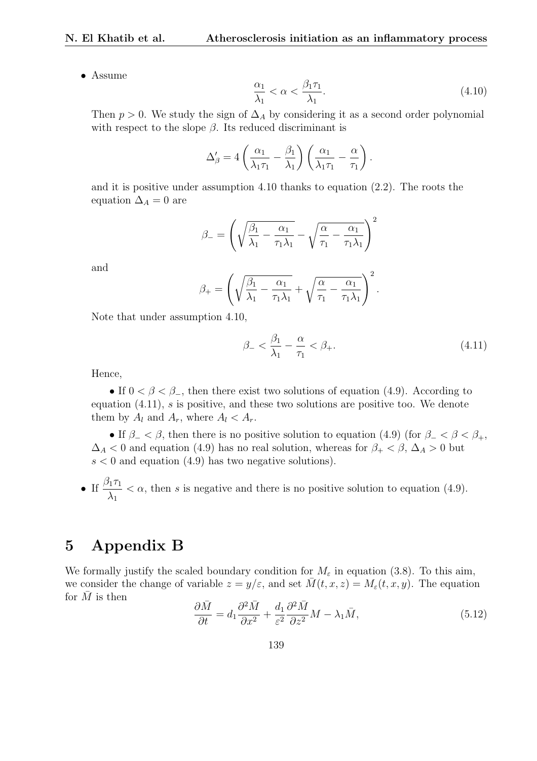- Assume

$$\frac{\alpha_1}{\lambda_1} < \alpha < \frac{\beta_1 \tau_1}{\lambda_1}. \tag{4.10}$$

Then $p > 0$. We study the sign of $\Delta_A$ by considering it as a second order polynomial with respect to the slope $\beta$. Its reduced discriminant is

$$\Delta'_\beta = 4\left(\frac{\alpha_1}{\lambda_1 \tau_1} - \frac{\beta_1}{\lambda_1}\right)\left(\frac{\alpha_1}{\lambda_1 \tau_1} - \frac{\alpha}{\tau_1}\right).$$

and it is positive under assumption 4.10 thanks to equation (2.2). The roots the equation $\Delta_A = 0$ are

$$\beta_- = \left(\sqrt{\frac{\beta_1}{\lambda_1} - \frac{\alpha_1}{\tau_1 \lambda_1}} - \sqrt{\frac{\alpha}{\tau_1} - \frac{\alpha_1}{\tau_1 \lambda_1}}\right)^2$$

and

$$\beta_+ = \left(\sqrt{\frac{\beta_1}{\lambda_1} - \frac{\alpha_1}{\tau_1 \lambda_1}} + \sqrt{\frac{\alpha}{\tau_1} - \frac{\alpha_1}{\tau_1 \lambda_1}}\right)^2.$$

Note that under assumption 4.10,

$$\beta_- < \frac{\beta_1}{\lambda_1} - \frac{\alpha}{\tau_1} < \beta_+. \tag{4.11}$$

Hence,

- If $0 < \beta < \beta_-$, then there exist two solutions of equation (4.9). According to equation (4.11), $s$ is positive, and these two solutions are positive too. We denote them by $A_l$ and $A_r$, where $A_l < A_r$.

- If $\beta_- < \beta$, then there is no positive solution to equation (4.9) (for $\beta_- < \beta < \beta_+$, $\Delta_A < 0$ and equation (4.9) has no real solution, whereas for $\beta_+ < \beta$, $\Delta_A > 0$ but $s < 0$ and equation (4.9) has two negative solutions).

- If $\dfrac{\beta_1 \tau_1}{\lambda_1} < \alpha$, then $s$ is negative and there is no positive solution to equation (4.9).

# 5 Appendix B

We formally justify the scaled boundary condition for $M_\varepsilon$ in equation (3.8). To this aim, we consider the change of variable $z = y/\varepsilon$, and set $\bar{M}(t, x, z) = M_\varepsilon(t, x, y)$. The equation for $\bar{M}$ is then

$$\frac{\partial \bar{M}}{\partial t} = d_1 \frac{\partial^2 \bar{M}}{\partial x^2} + \frac{d_1}{\varepsilon^2} \frac{\partial^2 \bar{M}}{\partial z^2} M - \lambda_1 \bar{M}, \tag{5.12}$$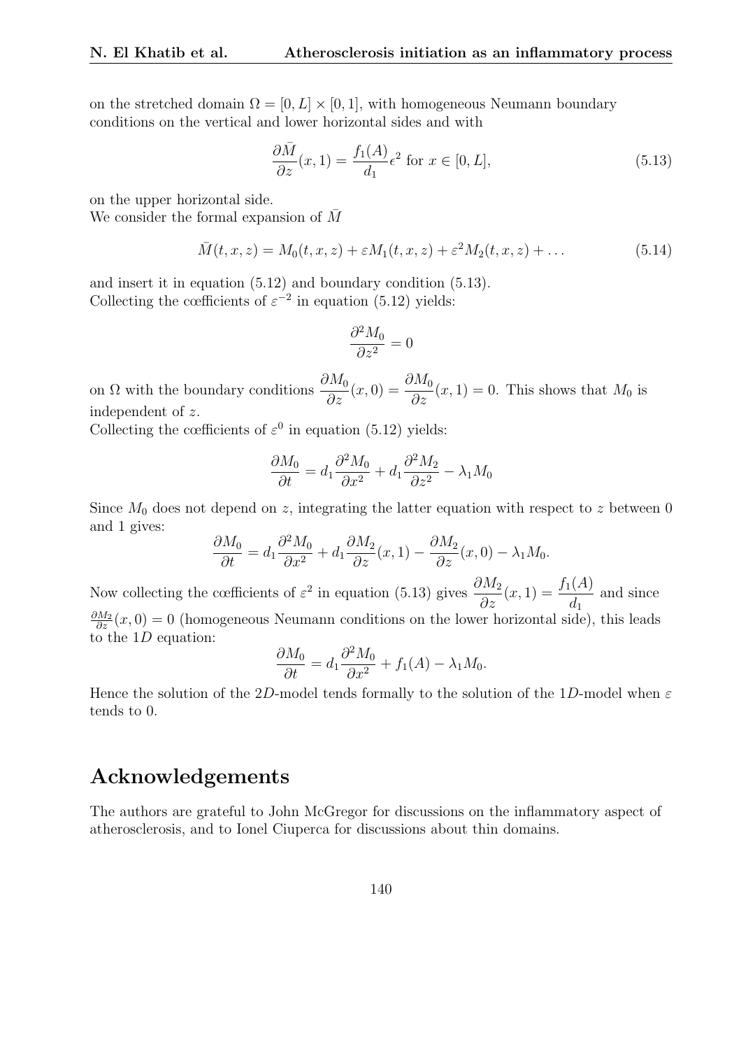on the stretched domain $\Omega = [0, L] \times [0, 1]$, with homogeneous Neumann boundary conditions on the vertical and lower horizontal sides and with

$$\frac{\partial \bar{M}}{\partial z}(x, 1) = \frac{f_1(A)}{d_1}\epsilon^2 \text{ for } x \in [0, L], \tag{5.13}$$

on the upper horizontal side.
We consider the formal expansion of $\bar{M}$

$$\bar{M}(t, x, z) = M_0(t, x, z) + \varepsilon M_1(t, x, z) + \varepsilon^2 M_2(t, x, z) + \dots \tag{5.14}$$

and insert it in equation (5.12) and boundary condition (5.13).
Collecting the cœfficients of $\varepsilon^{-2}$ in equation (5.12) yields:

$$\frac{\partial^2 M_0}{\partial z^2} = 0$$

on $\Omega$ with the boundary conditions $\dfrac{\partial M_0}{\partial z}(x, 0) = \dfrac{\partial M_0}{\partial z}(x, 1) = 0$. This shows that $M_0$ is independent of $z$.
Collecting the cœfficients of $\varepsilon^0$ in equation (5.12) yields:

$$\frac{\partial M_0}{\partial t} = d_1 \frac{\partial^2 M_0}{\partial x^2} + d_1 \frac{\partial^2 M_2}{\partial z^2} - \lambda_1 M_0$$

Since $M_0$ does not depend on $z$, integrating the latter equation with respect to $z$ between 0 and 1 gives:

$$\frac{\partial M_0}{\partial t} = d_1 \frac{\partial^2 M_0}{\partial x^2} + d_1 \frac{\partial M_2}{\partial z}(x, 1) - \frac{\partial M_2}{\partial z}(x, 0) - \lambda_1 M_0.$$

Now collecting the cœfficients of $\varepsilon^2$ in equation (5.13) gives $\dfrac{\partial M_2}{\partial z}(x, 1) = \dfrac{f_1(A)}{d_1}$ and since $\frac{\partial M_2}{\partial z}(x, 0) = 0$ (homogeneous Neumann conditions on the lower horizontal side), this leads to the $1D$ equation:

$$\frac{\partial M_0}{\partial t} = d_1 \frac{\partial^2 M_0}{\partial x^2} + f_1(A) - \lambda_1 M_0.$$

Hence the solution of the $2D$-model tends formally to the solution of the $1D$-model when $\varepsilon$ tends to 0.

## Acknowledgements

The authors are grateful to John McGregor for discussions on the inflammatory aspect of atherosclerosis, and to Ionel Ciuperca for discussions about thin domains.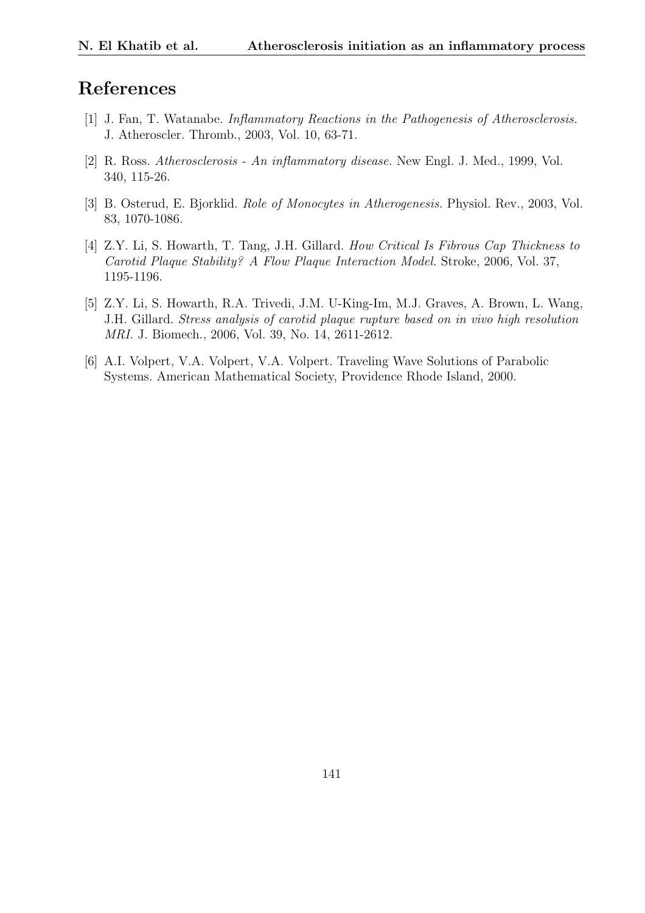## References

[1] J. Fan, T. Watanabe. *Inflammatory Reactions in the Pathogenesis of Atherosclerosis.* J. Atheroscler. Thromb., 2003, Vol. 10, 63-71.

[2] R. Ross. *Atherosclerosis - An inflammatory disease.* New Engl. J. Med., 1999, Vol. 340, 115-26.

[3] B. Osterud, E. Bjorklid. *Role of Monocytes in Atherogenesis.* Physiol. Rev., 2003, Vol. 83, 1070-1086.

[4] Z.Y. Li, S. Howarth, T. Tang, J.H. Gillard. *How Critical Is Fibrous Cap Thickness to Carotid Plaque Stability? A Flow Plaque Interaction Model.* Stroke, 2006, Vol. 37, 1195-1196.

[5] Z.Y. Li, S. Howarth, R.A. Trivedi, J.M. U-King-Im, M.J. Graves, A. Brown, L. Wang, J.H. Gillard. *Stress analysis of carotid plaque rupture based on in vivo high resolution MRI.* J. Biomech., 2006, Vol. 39, No. 14, 2611-2612.

[6] A.I. Volpert, V.A. Volpert, V.A. Volpert. Traveling Wave Solutions of Parabolic Systems. American Mathematical Society, Providence Rhode Island, 2000.